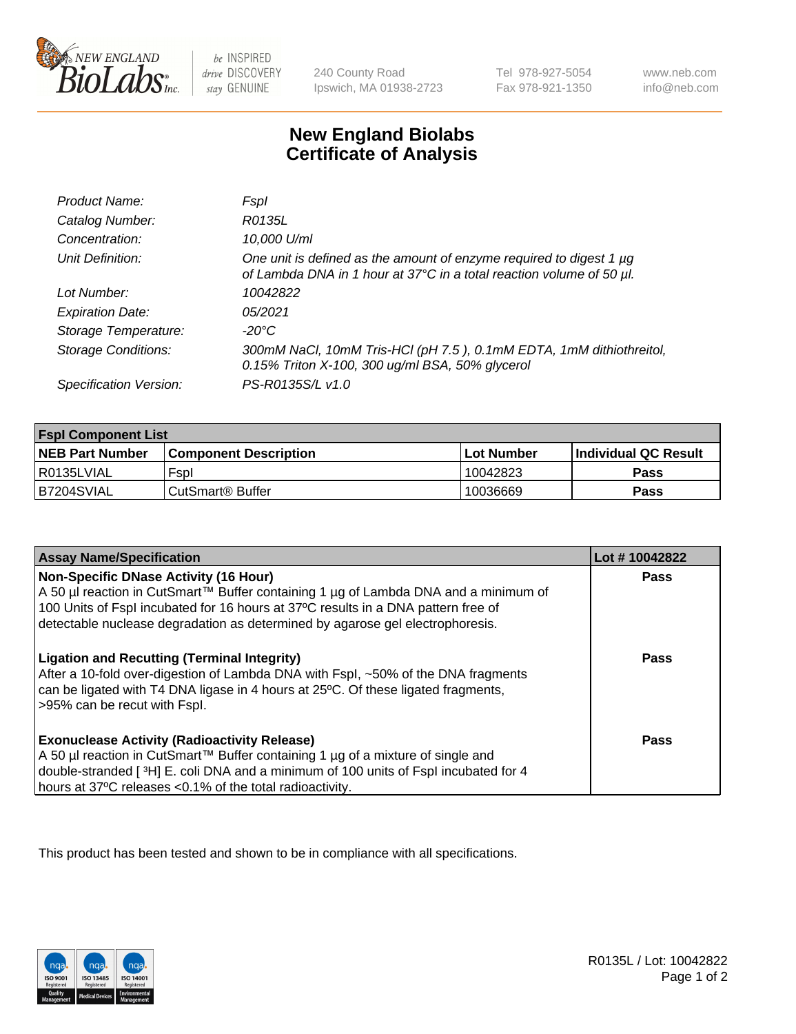# New England Biolabs Certificate of Analysis

| | |
|---|---|
| *Product Name:* | *FspI* |
| *Catalog Number:* | *R0135L* |
| *Concentration:* | *10,000 U/ml* |
| *Unit Definition:* | *One unit is defined as the amount of enzyme required to digest 1 µg of Lambda DNA in 1 hour at 37°C in a total reaction volume of 50 µl.* |
| *Lot Number:* | *10042822* |
| *Expiration Date:* | *05/2021* |
| *Storage Temperature:* | *-20°C* |
| *Storage Conditions:* | *300mM NaCl, 10mM Tris-HCl (pH 7.5 ), 0.1mM EDTA, 1mM dithiothreitol, 0.15% Triton X-100, 300 ug/ml BSA, 50% glycerol* |
| *Specification Version:* | *PS-R0135S/L v1.0* |

| FspI Component List | | | |
|---|---|---|---|
| **NEB Part Number** | **Component Description** | **Lot Number** | **Individual QC Result** |
| R0135LVIAL | FspI | 10042823 | **Pass** |
| B7204SVIAL | CutSmart® Buffer | 10036669 | **Pass** |

| Assay Name/Specification | Lot # 10042822 |
|---|---|
| **Non-Specific DNase Activity (16 Hour)** A 50 µl reaction in CutSmart™ Buffer containing 1 µg of Lambda DNA and a minimum of 100 Units of FspI incubated for 16 hours at 37ºC results in a DNA pattern free of detectable nuclease degradation as determined by agarose gel electrophoresis. | **Pass** |
| **Ligation and Recutting (Terminal Integrity)** After a 10-fold over-digestion of Lambda DNA with FspI, ~50% of the DNA fragments can be ligated with T4 DNA ligase in 4 hours at 25ºC. Of these ligated fragments, >95% can be recut with FspI. | **Pass** |
| **Exonuclease Activity (Radioactivity Release)** A 50 µl reaction in CutSmart™ Buffer containing 1 µg of a mixture of single and double-stranded [ $^3$H] E. coli DNA and a minimum of 100 units of FspI incubated for 4 hours at 37ºC releases <0.1% of the total radioactivity. | **Pass** |

This product has been tested and shown to be in compliance with all specifications.

R0135L / Lot: 10042822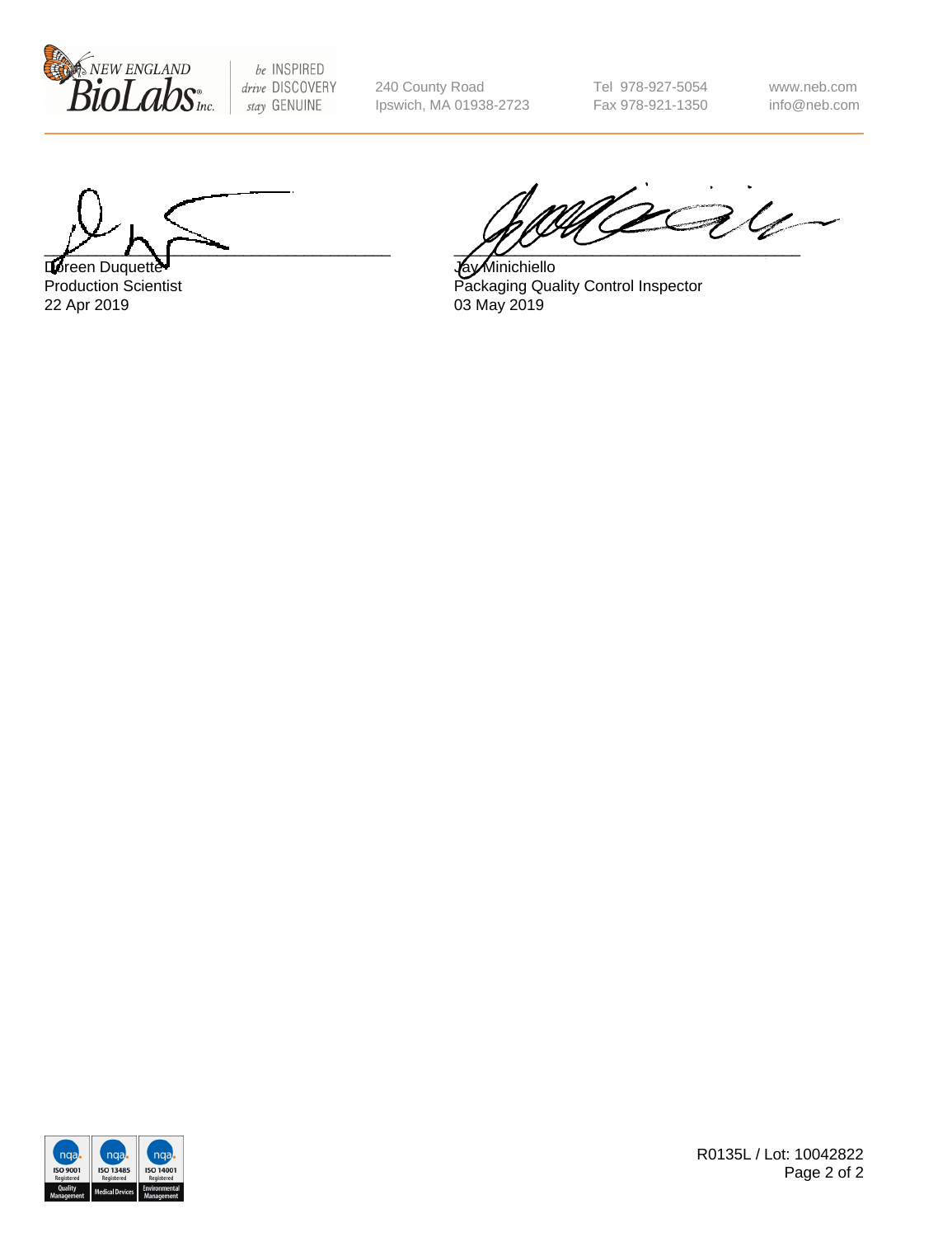Doreen Duquette
Production Scientist
22 Apr 2019

Jay Minichiello
Packaging Quality Control Inspector
03 May 2019

R0135L / Lot: 10042822